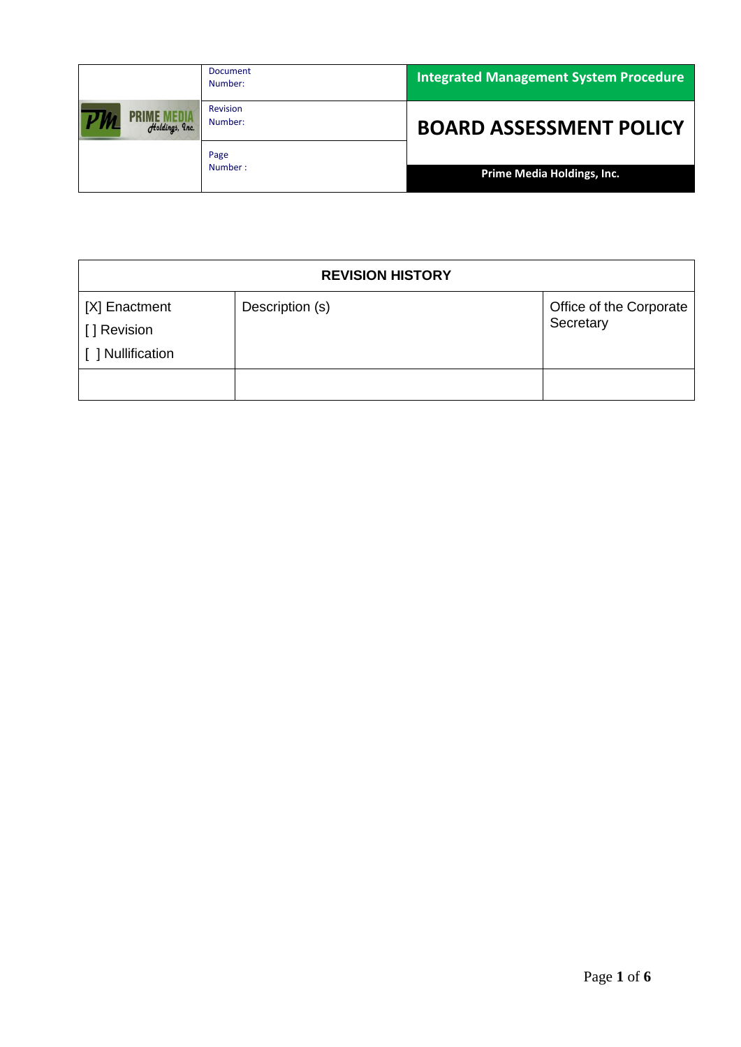| | Document Number: | Integrated Management System Procedure |
|---|---|---|
| PRIME MEDIA Holdings, Inc. | Revision Number: | **BOARD ASSESSMENT POLICY** |
| | Page Number : | **Prime Media Holdings, Inc.** |

| **REVISION HISTORY** | | |
|---|---|---|
| [X] Enactment<br>[ ] Revision<br>[ ] Nullification | Description (s) | Office of the Corporate Secretary |
| | | |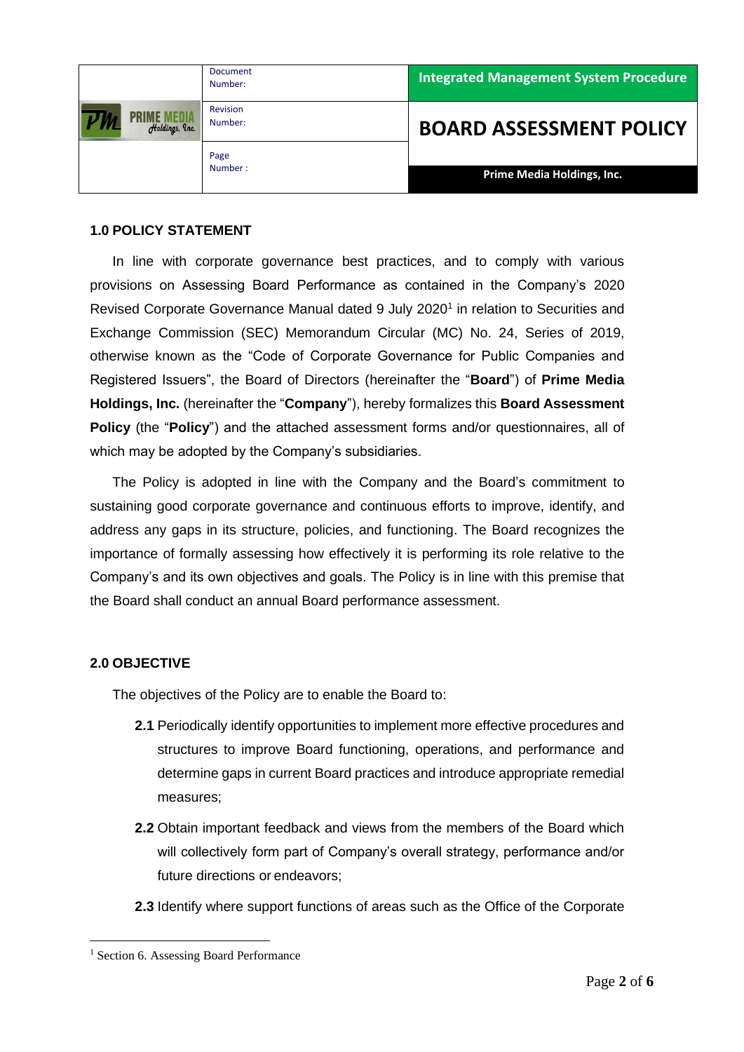## 1.0 POLICY STATEMENT

In line with corporate governance best practices, and to comply with various provisions on Assessing Board Performance as contained in the Company's 2020 Revised Corporate Governance Manual dated 9 July 2020[1] in relation to Securities and Exchange Commission (SEC) Memorandum Circular (MC) No. 24, Series of 2019, otherwise known as the "Code of Corporate Governance for Public Companies and Registered Issuers", the Board of Directors (hereinafter the "**Board**") of **Prime Media Holdings, Inc.** (hereinafter the "**Company**"), hereby formalizes this **Board Assessment Policy** (the "**Policy**") and the attached assessment forms and/or questionnaires, all of which may be adopted by the Company's subsidiaries.

The Policy is adopted in line with the Company and the Board's commitment to sustaining good corporate governance and continuous efforts to improve, identify, and address any gaps in its structure, policies, and functioning. The Board recognizes the importance of formally assessing how effectively it is performing its role relative to the Company's and its own objectives and goals. The Policy is in line with this premise that the Board shall conduct an annual Board performance assessment.

## 2.0 OBJECTIVE

The objectives of the Policy are to enable the Board to:

**2.1** Periodically identify opportunities to implement more effective procedures and structures to improve Board functioning, operations, and performance and determine gaps in current Board practices and introduce appropriate remedial measures;

**2.2** Obtain important feedback and views from the members of the Board which will collectively form part of Company's overall strategy, performance and/or future directions or endeavors;

**2.3** Identify where support functions of areas such as the Office of the Corporate

[1] Section 6. Assessing Board Performance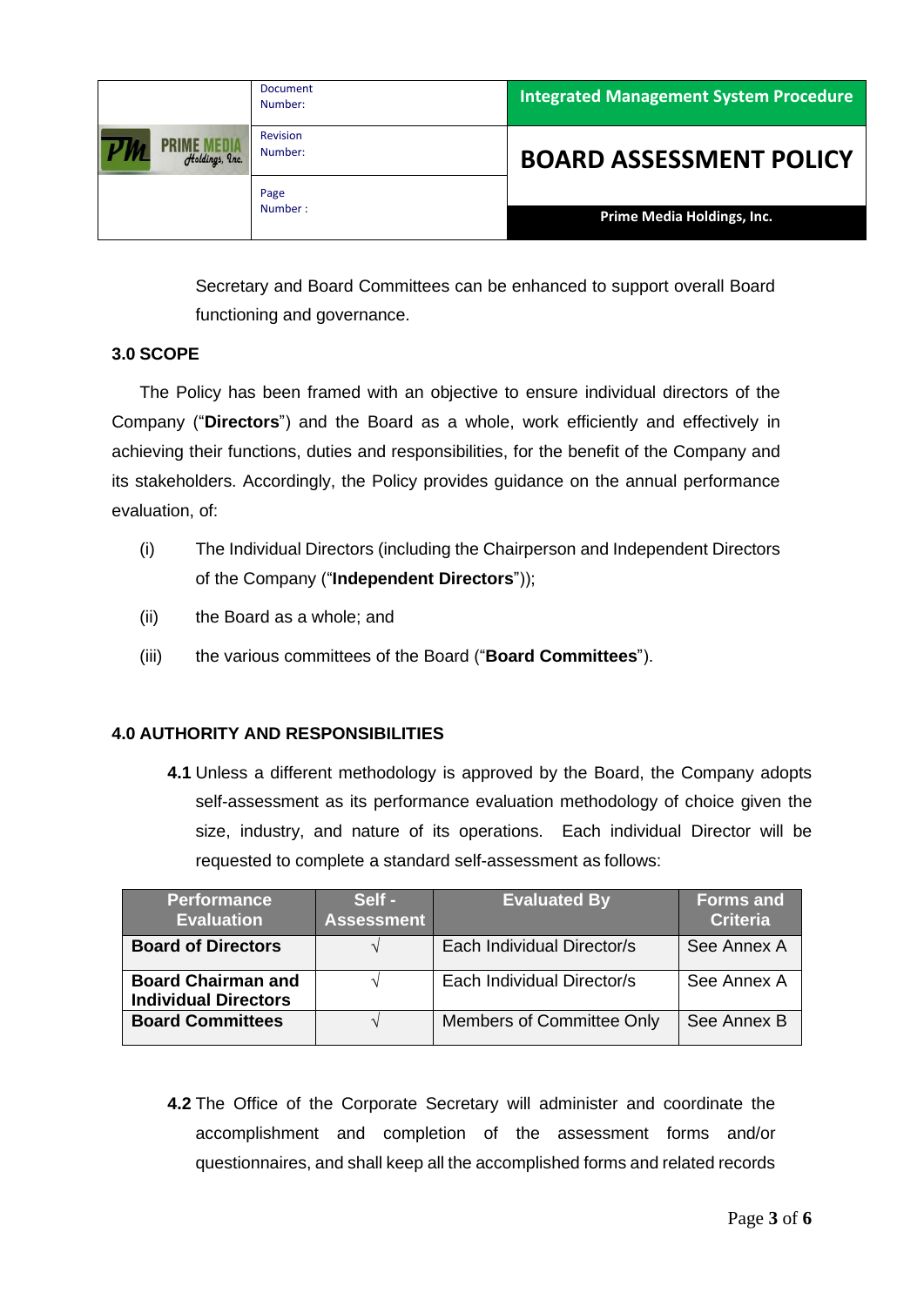Secretary and Board Committees can be enhanced to support overall Board functioning and governance.

### 3.0 SCOPE

The Policy has been framed with an objective to ensure individual directors of the Company ("**Directors**") and the Board as a whole, work efficiently and effectively in achieving their functions, duties and responsibilities, for the benefit of the Company and its stakeholders. Accordingly, the Policy provides guidance on the annual performance evaluation, of:

(i) The Individual Directors (including the Chairperson and Independent Directors of the Company ("**Independent Directors**"));

(ii) the Board as a whole; and

(iii) the various committees of the Board ("**Board Committees**").

### 4.0 AUTHORITY AND RESPONSIBILITIES

**4.1** Unless a different methodology is approved by the Board, the Company adopts self-assessment as its performance evaluation methodology of choice given the size, industry, and nature of its operations. Each individual Director will be requested to complete a standard self-assessment as follows:

| Performance Evaluation | Self - Assessment | Evaluated By | Forms and Criteria |
|---|---|---|---|
| **Board of Directors** | √ | Each Individual Director/s | See Annex A |
| **Board Chairman and Individual Directors** | √ | Each Individual Director/s | See Annex A |
| **Board Committees** | √ | Members of Committee Only | See Annex B |

**4.2** The Office of the Corporate Secretary will administer and coordinate the accomplishment and completion of the assessment forms and/or questionnaires, and shall keep all the accomplished forms and related records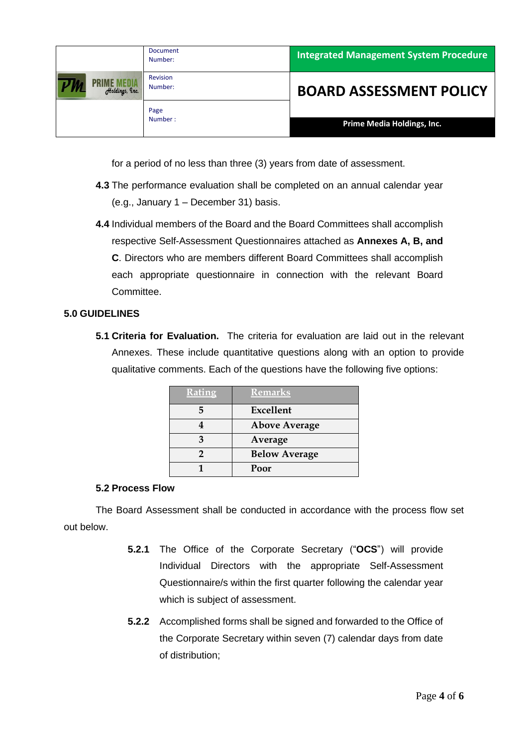for a period of no less than three (3) years from date of assessment.

**4.3** The performance evaluation shall be completed on an annual calendar year (e.g., January 1 – December 31) basis.

**4.4** Individual members of the Board and the Board Committees shall accomplish respective Self-Assessment Questionnaires attached as **Annexes A, B, and C**. Directors who are members different Board Committees shall accomplish each appropriate questionnaire in connection with the relevant Board Committee.

## 5.0 GUIDELINES

**5.1 Criteria for Evaluation.** The criteria for evaluation are laid out in the relevant Annexes. These include quantitative questions along with an option to provide qualitative comments. Each of the questions have the following five options:

| Rating | Remarks |
|---|---|
| 5 | Excellent |
| 4 | Above Average |
| 3 | Average |
| 2 | Below Average |
| 1 | Poor |

**5.2 Process Flow**

The Board Assessment shall be conducted in accordance with the process flow set out below.

**5.2.1** The Office of the Corporate Secretary ("**OCS**") will provide Individual Directors with the appropriate Self-Assessment Questionnaire/s within the first quarter following the calendar year which is subject of assessment.

**5.2.2** Accomplished forms shall be signed and forwarded to the Office of the Corporate Secretary within seven (7) calendar days from date of distribution;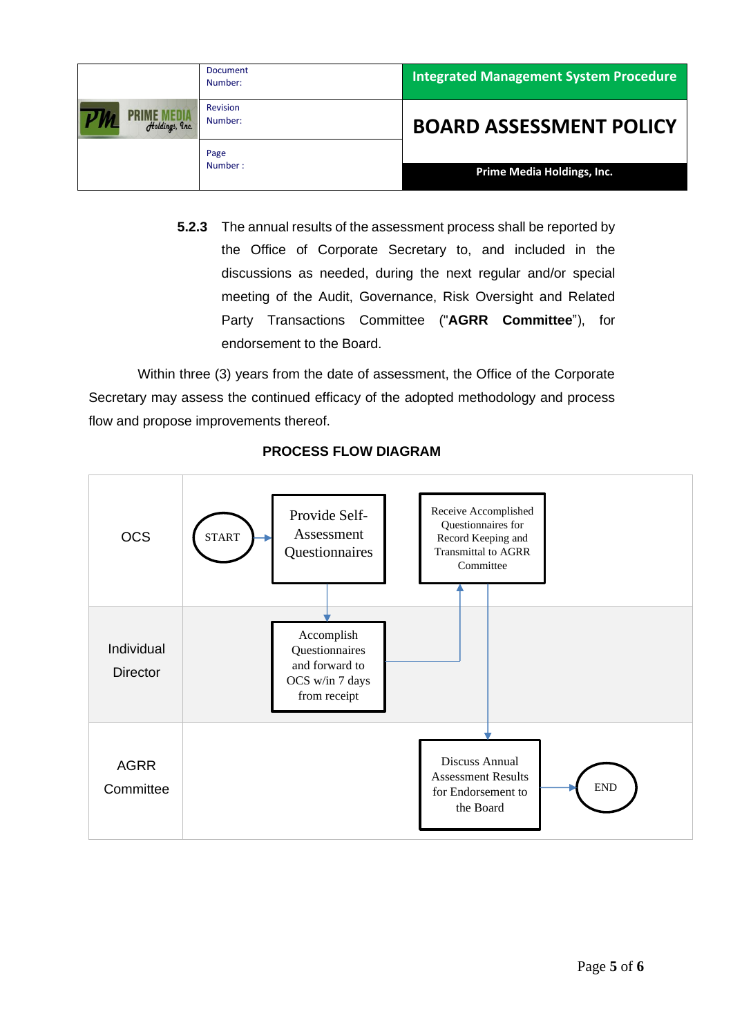**5.2.3** The annual results of the assessment process shall be reported by the Office of Corporate Secretary to, and included in the discussions as needed, during the next regular and/or special meeting of the Audit, Governance, Risk Oversight and Related Party Transactions Committee ("**AGRR Committee**"), for endorsement to the Board.

Within three (3) years from the date of assessment, the Office of the Corporate Secretary may assess the continued efficacy of the adopted methodology and process flow and propose improvements thereof.

**PROCESS FLOW DIAGRAM**

| | |
|---|---|
| OCS | START → Provide Self-Assessment Questionnaires; Receive Accomplished Questionnaires for Record Keeping and Transmittal to AGRR Committee |
| Individual Director | Accomplish Questionnaires and forward to OCS w/in 7 days from receipt |
| AGRR Committee | Discuss Annual Assessment Results for Endorsement to the Board → END |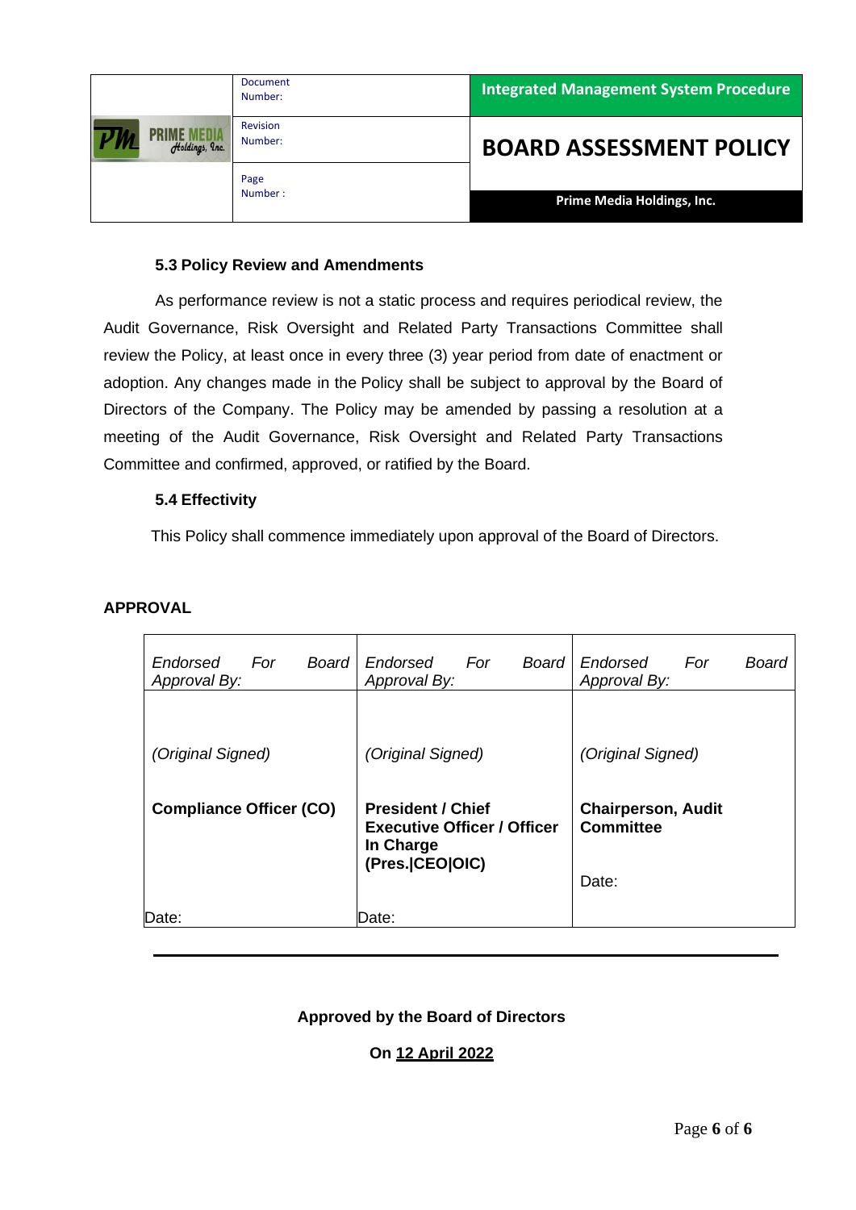### 5.3 Policy Review and Amendments

As performance review is not a static process and requires periodical review, the Audit Governance, Risk Oversight and Related Party Transactions Committee shall review the Policy, at least once in every three (3) year period from date of enactment or adoption. Any changes made in the Policy shall be subject to approval by the Board of Directors of the Company. The Policy may be amended by passing a resolution at a meeting of the Audit Governance, Risk Oversight and Related Party Transactions Committee and confirmed, approved, or ratified by the Board.

### 5.4 Effectivity

This Policy shall commence immediately upon approval of the Board of Directors.

**APPROVAL**

| *Endorsed For Board Approval By:* | *Endorsed For Board Approval By:* | *Endorsed For Board Approval By:* |
|---|---|---|
| *(Original Signed)*<br><br>**Compliance Officer (CO)**<br><br>Date: | *(Original Signed)*<br><br>**President / Chief Executive Officer / Officer In Charge (Pres.\|CEO\|OIC)**<br><br>Date: | *(Original Signed)*<br><br>**Chairperson, Audit Committee**<br><br>Date: |

---

**Approved by the Board of Directors**

**On 12 April 2022**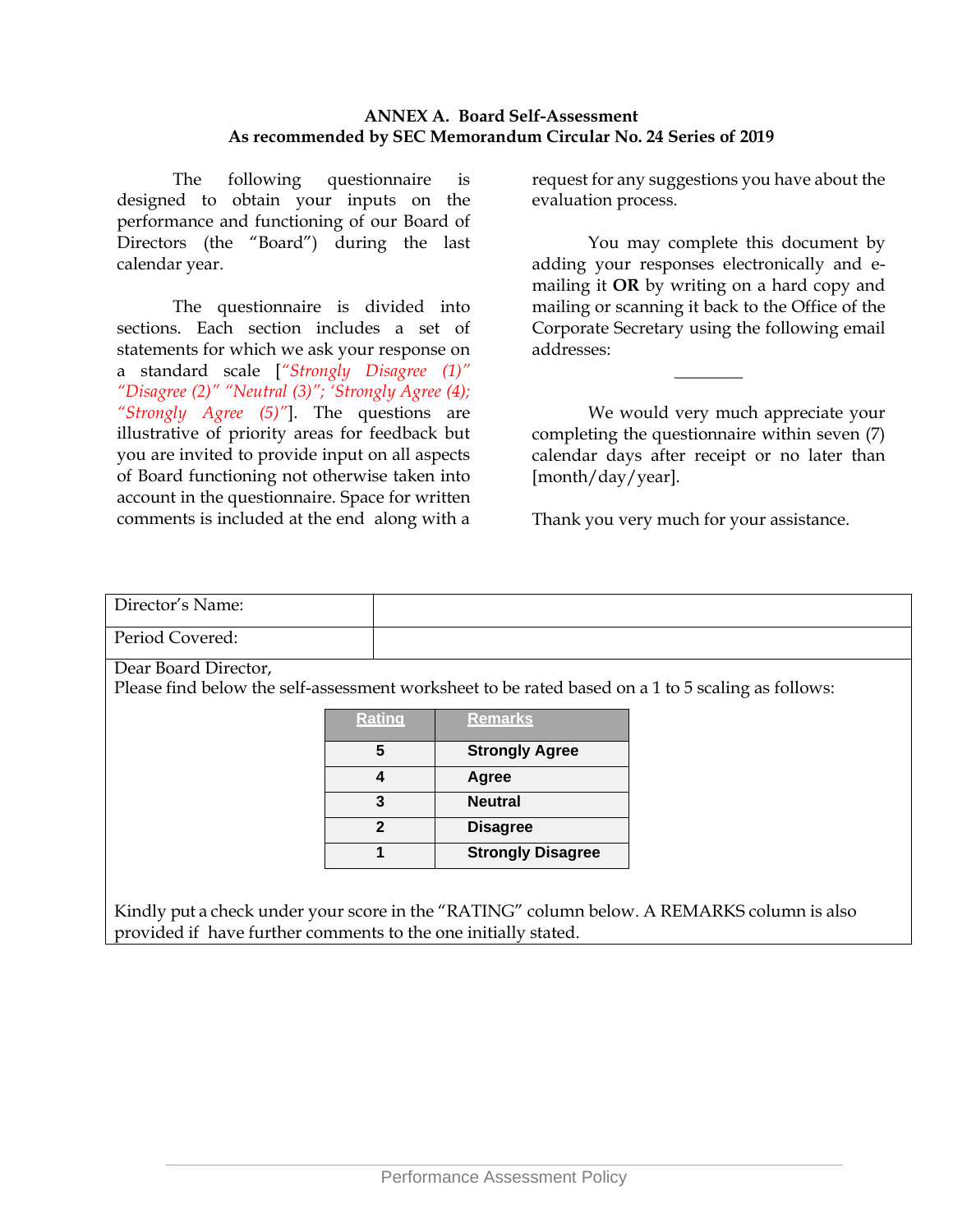**ANNEX A. Board Self-Assessment**
**As recommended by SEC Memorandum Circular No. 24 Series of 2019**

The following questionnaire is designed to obtain your inputs on the performance and functioning of our Board of Directors (the "Board") during the last calendar year.

The questionnaire is divided into sections. Each section includes a set of statements for which we ask your response on a standard scale [*"Strongly Disagree (1)" "Disagree (2)" "Neutral (3)"; 'Strongly Agree (4); "Strongly Agree (5)"*]. The questions are illustrative of priority areas for feedback but you are invited to provide input on all aspects of Board functioning not otherwise taken into account in the questionnaire. Space for written comments is included at the end along with a request for any suggestions you have about the evaluation process.

You may complete this document by adding your responses electronically and e-mailing it **OR** by writing on a hard copy and mailing or scanning it back to the Office of the Corporate Secretary using the following email addresses:

________

We would very much appreciate your completing the questionnaire within seven (7) calendar days after receipt or no later than [month/day/year].

Thank you very much for your assistance.

| Director's Name: | |
|---|---|
| Period Covered: | |

Dear Board Director,
Please find below the self-assessment worksheet to be rated based on a 1 to 5 scaling as follows:

| Rating | Remarks |
|---|---|
| 5 | Strongly Agree |
| 4 | Agree |
| 3 | Neutral |
| 2 | Disagree |
| 1 | Strongly Disagree |

Kindly put a check under your score in the "RATING" column below. A REMARKS column is also provided if have further comments to the one initially stated.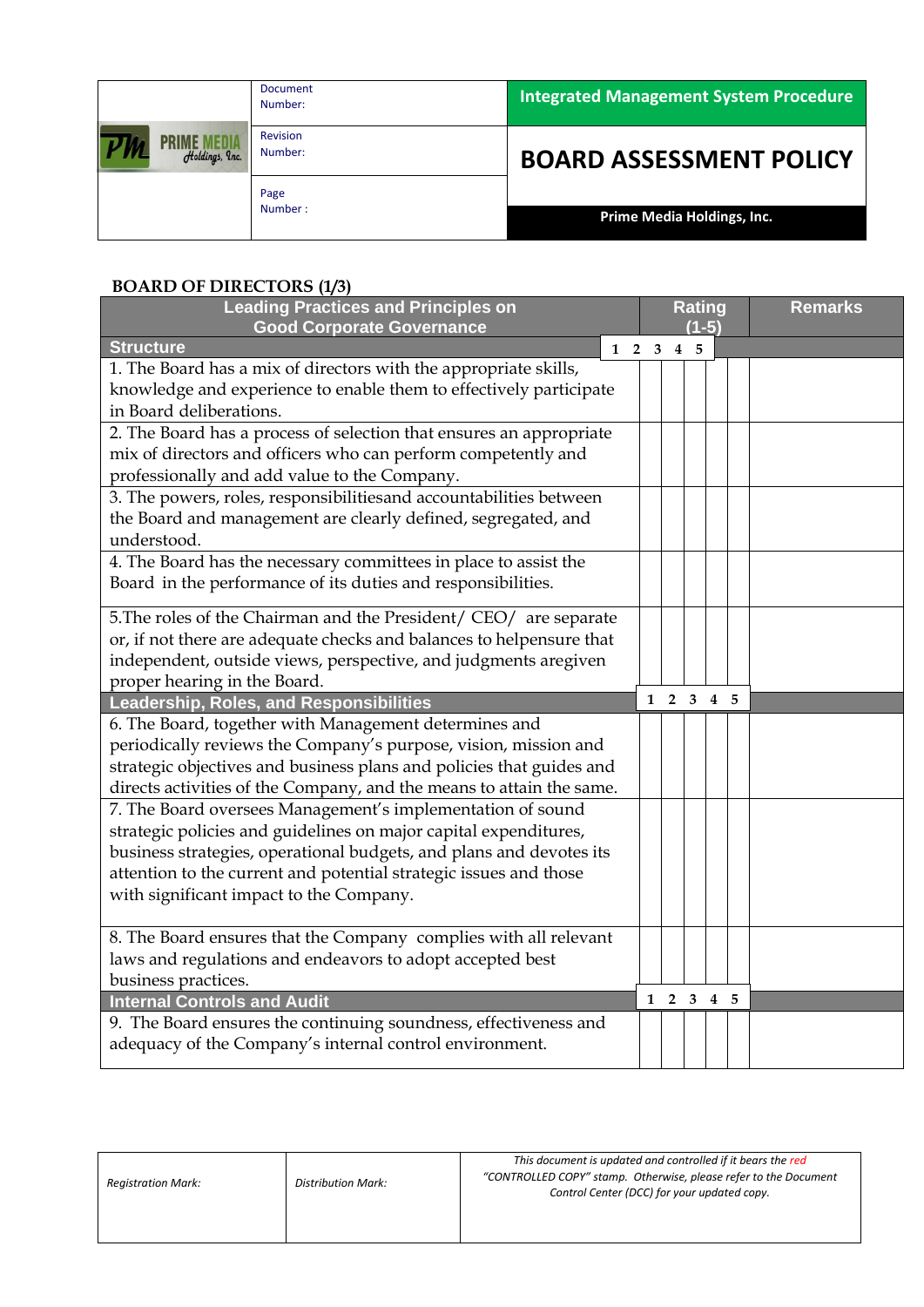| | Document Number: | Integrated Management System Procedure |
|---|---|---|
| PRIME MEDIA Holdings, Inc. | Revision Number: | **BOARD ASSESSMENT POLICY** |
| | Page Number : | Prime Media Holdings, Inc. |

**BOARD OF DIRECTORS (1/3)**

| Leading Practices and Principles on Good Corporate Governance | Rating (1-5) | | | | | Remarks |
|---|---|---|---|---|---|---|
| **Structure** | 1 | 2 | 3 | 4 | 5 | |
| 1. The Board has a mix of directors with the appropriate skills, knowledge and experience to enable them to effectively participate in Board deliberations. | | | | | | |
| 2. The Board has a process of selection that ensures an appropriate mix of directors and officers who can perform competently and professionally and add value to the Company. | | | | | | |
| 3. The powers, roles, responsibilitiesand accountabilities between the Board and management are clearly defined, segregated, and understood. | | | | | | |
| 4. The Board has the necessary committees in place to assist the Board in the performance of its duties and responsibilities. | | | | | | |
| 5.The roles of the Chairman and the President/ CEO/ are separate or, if not there are adequate checks and balances to helpensure that independent, outside views, perspective, and judgments aregiven proper hearing in the Board. | | | | | | |
| **Leadership, Roles, and Responsibilities** | 1 | 2 | 3 | 4 | 5 | |
| 6. The Board, together with Management determines and periodically reviews the Company's purpose, vision, mission and strategic objectives and business plans and policies that guides and directs activities of the Company, and the means to attain the same. | | | | | | |
| 7. The Board oversees Management's implementation of sound strategic policies and guidelines on major capital expenditures, business strategies, operational budgets, and plans and devotes its attention to the current and potential strategic issues and those with significant impact to the Company. | | | | | | |
| 8. The Board ensures that the Company complies with all relevant laws and regulations and endeavors to adopt accepted best business practices. | | | | | | |
| **Internal Controls and Audit** | 1 | 2 | 3 | 4 | 5 | |
| 9. The Board ensures the continuing soundness, effectiveness and adequacy of the Company's internal control environment. | | | | | | |

| Registration Mark: | Distribution Mark: | *This document is updated and controlled if it bears the red "CONTROLLED COPY" stamp. Otherwise, please refer to the Document Control Center (DCC) for your updated copy.* |
|---|---|---|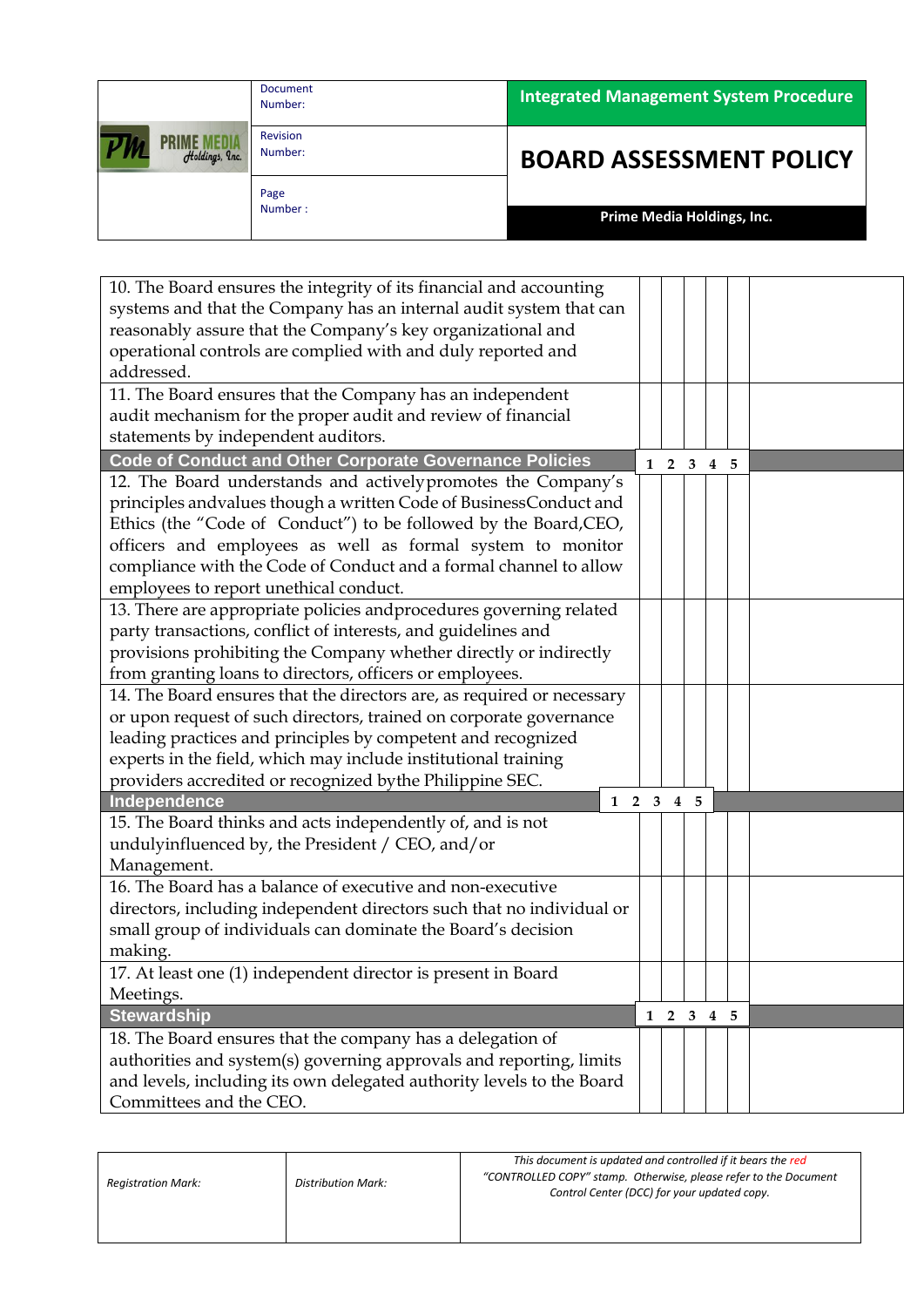| | 1 | 2 | 3 | 4 | 5 | |
|---|---|---|---|---|---|---|
| 10. The Board ensures the integrity of its financial and accounting systems and that the Company has an internal audit system that can reasonably assure that the Company's key organizational and operational controls are complied with and duly reported and addressed. | | | | | | |
| 11. The Board ensures that the Company has an independent audit mechanism for the proper audit and review of financial statements by independent auditors. | | | | | | |
| **Code of Conduct and Other Corporate Governance Policies** | **1** | **2** | **3** | **4** | **5** | |
| 12. The Board understands and actively promotes the Company's principles and values though a written Code of Business Conduct and Ethics (the "Code of Conduct") to be followed by the Board, CEO, officers and employees as well as formal system to monitor compliance with the Code of Conduct and a formal channel to allow employees to report unethical conduct. | | | | | | |
| 13. There are appropriate policies and procedures governing related party transactions, conflict of interests, and guidelines and provisions prohibiting the Company whether directly or indirectly from granting loans to directors, officers or employees. | | | | | | |
| 14. The Board ensures that the directors are, as required or necessary or upon request of such directors, trained on corporate governance leading practices and principles by competent and recognized experts in the field, which may include institutional training providers accredited or recognized by the Philippine SEC. | | | | | | |
| **Independence** | **1** | **2** | **3** | **4** | **5** | |
| 15. The Board thinks and acts independently of, and is not unduly influenced by, the President / CEO, and/or Management. | | | | | | |
| 16. The Board has a balance of executive and non-executive directors, including independent directors such that no individual or small group of individuals can dominate the Board's decision making. | | | | | | |
| 17. At least one (1) independent director is present in Board Meetings. | | | | | | |
| **Stewardship** | **1** | **2** | **3** | **4** | **5** | |
| 18. The Board ensures that the company has a delegation of authorities and system(s) governing approvals and reporting, limits and levels, including its own delegated authority levels to the Board Committees and the CEO. | | | | | | |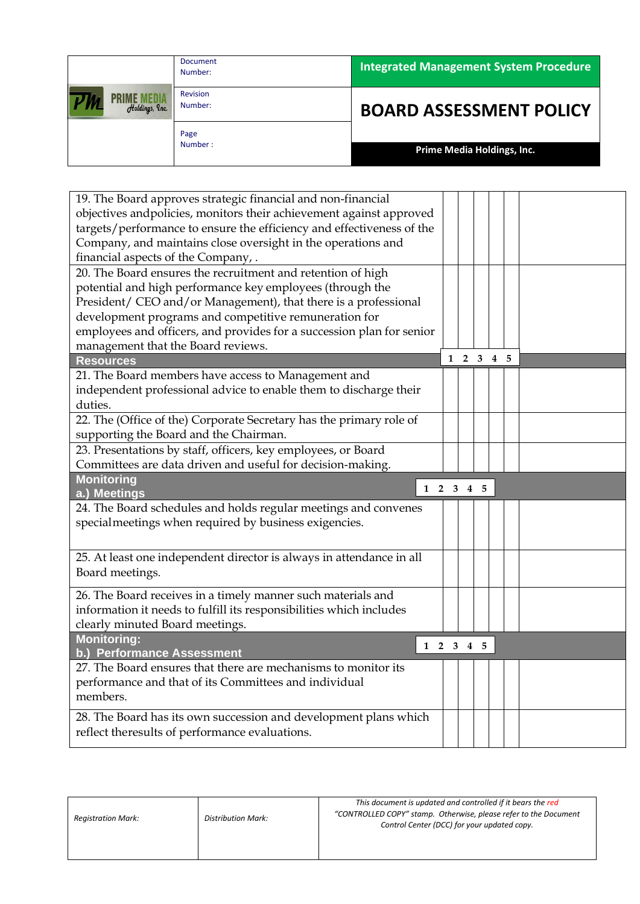| | | | | | |
|---|---|---|---|---|---|
| 19. The Board approves strategic financial and non-financial objectives andpolicies, monitors their achievement against approved targets/performance to ensure the efficiency and effectiveness of the Company, and maintains close oversight in the operations and financial aspects of the Company, . | | | | | | |
| 20. The Board ensures the recruitment and retention of high potential and high performance key employees (through the President/ CEO and/or Management), that there is a professional development programs and competitive remuneration for employees and officers, and provides for a succession plan for senior management that the Board reviews. | | | | | | |
| **Resources** | 1 | 2 | 3 | 4 | 5 | |
| 21. The Board members have access to Management and independent professional advice to enable them to discharge their duties. | | | | | | |
| 22. The (Office of the) Corporate Secretary has the primary role of supporting the Board and the Chairman. | | | | | | |
| 23. Presentations by staff, officers, key employees, or Board Committees are data driven and useful for decision-making. | | | | | | |
| **Monitoring a.) Meetings** | 1 | 2 | 3 | 4 | 5 | |
| 24. The Board schedules and holds regular meetings and convenes specialmeetings when required by business exigencies. | | | | | | |
| 25. At least one independent director is always in attendance in all Board meetings. | | | | | | |
| 26. The Board receives in a timely manner such materials and information it needs to fulfill its responsibilities which includes clearly minuted Board meetings. | | | | | | |
| **Monitoring: b.) Performance Assessment** | 1 | 2 | 3 | 4 | 5 | |
| 27. The Board ensures that there are mechanisms to monitor its performance and that of its Committees and individual members. | | | | | | |
| 28. The Board has its own succession and development plans which reflect theresults of performance evaluations. | | | | | | |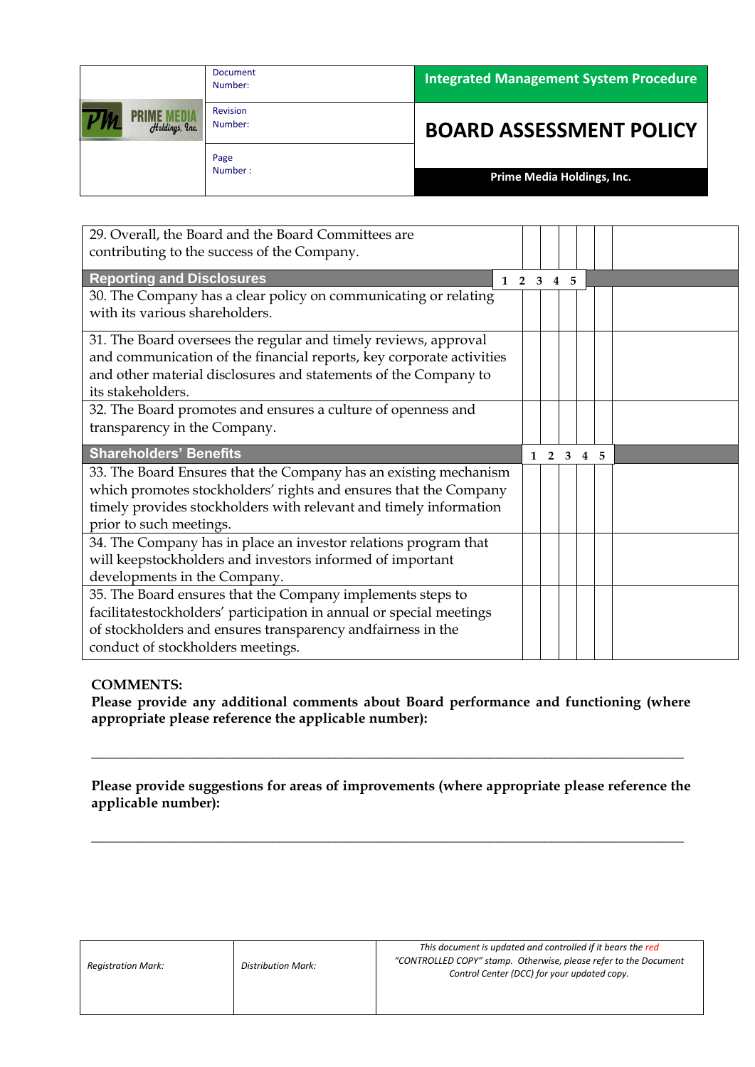| 29. Overall, the Board and the Board Committees are contributing to the success of the Company. | | | | | | |
|---|---|---|---|---|---|---|
| **Reporting and Disclosures** | 1 | 2 | 3 | 4 | 5 | |
| 30. The Company has a clear policy on communicating or relating with its various shareholders. | | | | | | |
| 31. The Board oversees the regular and timely reviews, approval and communication of the financial reports, key corporate activities and other material disclosures and statements of the Company to its stakeholders. | | | | | | |
| 32. The Board promotes and ensures a culture of openness and transparency in the Company. | | | | | | |
| **Shareholders' Benefits** | 1 | 2 | 3 | 4 | 5 | |
| 33. The Board Ensures that the Company has an existing mechanism which promotes stockholders' rights and ensures that the Company timely provides stockholders with relevant and timely information prior to such meetings. | | | | | | |
| 34. The Company has in place an investor relations program that will keepstockholders and investors informed of important developments in the Company. | | | | | | |
| 35. The Board ensures that the Company implements steps to facilitatestockholders' participation in annual or special meetings of stockholders and ensures transparency andfairness in the conduct of stockholders meetings. | | | | | | |

**COMMENTS:**

**Please provide any additional comments about Board performance and functioning (where appropriate please reference the applicable number):**

\_\_\_\_\_\_\_\_\_\_\_\_\_\_\_\_\_\_\_\_\_\_\_\_\_\_\_\_\_\_\_\_\_\_\_\_\_\_\_\_\_\_\_\_\_\_\_\_\_\_\_\_\_\_\_\_\_\_\_\_\_\_\_\_\_\_\_\_\_\_\_\_\_\_\_\_

**Please provide suggestions for areas of improvements (where appropriate please reference the applicable number):**

\_\_\_\_\_\_\_\_\_\_\_\_\_\_\_\_\_\_\_\_\_\_\_\_\_\_\_\_\_\_\_\_\_\_\_\_\_\_\_\_\_\_\_\_\_\_\_\_\_\_\_\_\_\_\_\_\_\_\_\_\_\_\_\_\_\_\_\_\_\_\_\_\_\_\_\_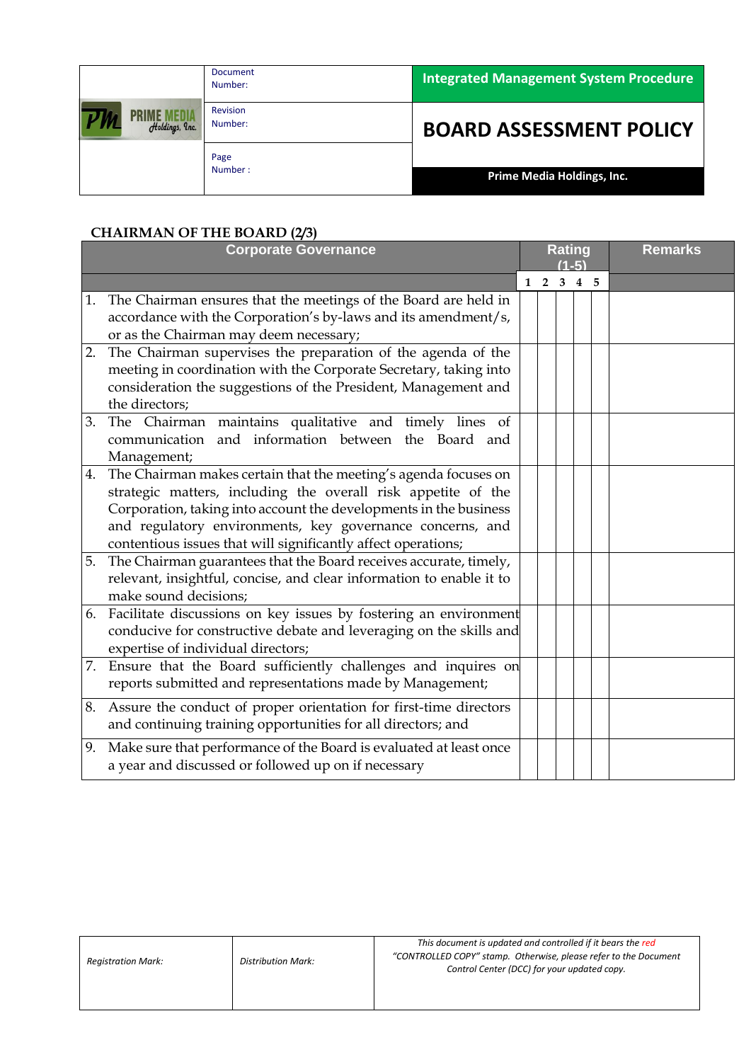**CHAIRMAN OF THE BOARD (2/3)**

| Corporate Governance | Rating (1-5) | | | | | Remarks |
|---|---|---|---|---|---|---|
| | 1 | 2 | 3 | 4 | 5 | |
| 1. The Chairman ensures that the meetings of the Board are held in accordance with the Corporation's by-laws and its amendment/s, or as the Chairman may deem necessary; | | | | | | |
| 2. The Chairman supervises the preparation of the agenda of the meeting in coordination with the Corporate Secretary, taking into consideration the suggestions of the President, Management and the directors; | | | | | | |
| 3. The Chairman maintains qualitative and timely lines of communication and information between the Board and Management; | | | | | | |
| 4. The Chairman makes certain that the meeting's agenda focuses on strategic matters, including the overall risk appetite of the Corporation, taking into account the developments in the business and regulatory environments, key governance concerns, and contentious issues that will significantly affect operations; | | | | | | |
| 5. The Chairman guarantees that the Board receives accurate, timely, relevant, insightful, concise, and clear information to enable it to make sound decisions; | | | | | | |
| 6. Facilitate discussions on key issues by fostering an environment conducive for constructive debate and leveraging on the skills and expertise of individual directors; | | | | | | |
| 7. Ensure that the Board sufficiently challenges and inquires on reports submitted and representations made by Management; | | | | | | |
| 8. Assure the conduct of proper orientation for first-time directors and continuing training opportunities for all directors; and | | | | | | |
| 9. Make sure that performance of the Board is evaluated at least once a year and discussed or followed up on if necessary | | | | | | |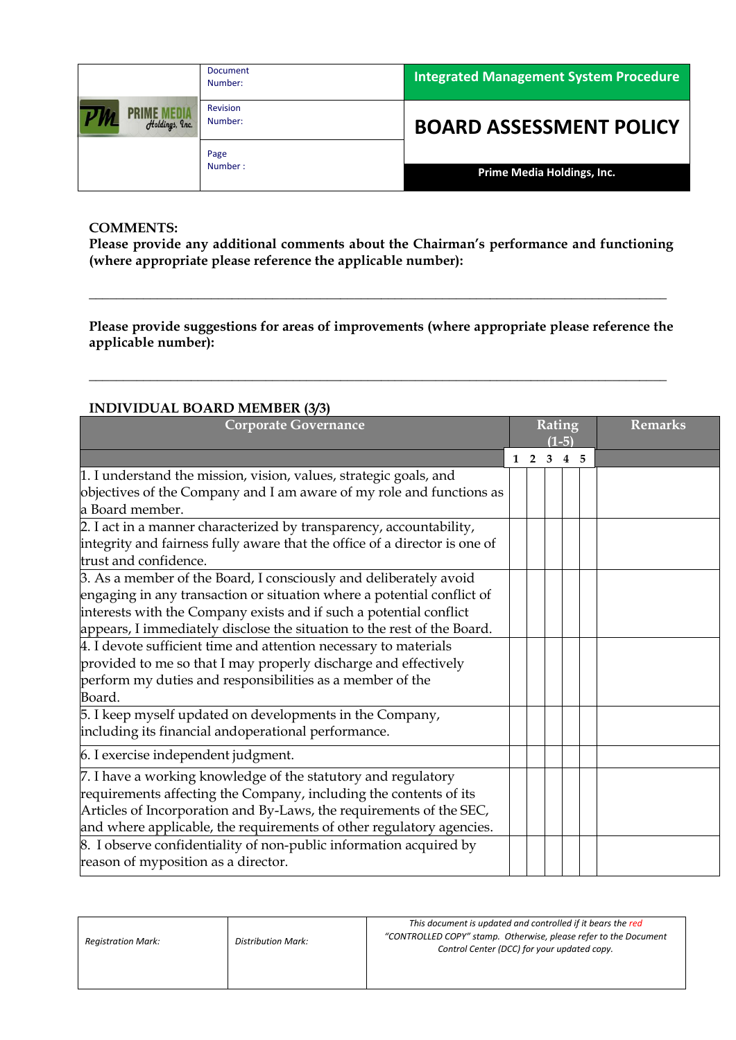**COMMENTS:**

**Please provide any additional comments about the Chairman's performance and functioning (where appropriate please reference the applicable number):**

_______________________________________________________________________________

**Please provide suggestions for areas of improvements (where appropriate please reference the applicable number):**

_______________________________________________________________________________

**INDIVIDUAL BOARD MEMBER (3/3)**

| Corporate Governance | Rating (1-5) | | | | | Remarks |
|---|---|---|---|---|---|---|
| | 1 | 2 | 3 | 4 | 5 | |
| 1. I understand the mission, vision, values, strategic goals, and objectives of the Company and I am aware of my role and functions as a Board member. | | | | | | |
| 2. I act in a manner characterized by transparency, accountability, integrity and fairness fully aware that the office of a director is one of trust and confidence. | | | | | | |
| 3. As a member of the Board, I consciously and deliberately avoid engaging in any transaction or situation where a potential conflict of interests with the Company exists and if such a potential conflict appears, I immediately disclose the situation to the rest of the Board. | | | | | | |
| 4. I devote sufficient time and attention necessary to materials provided to me so that I may properly discharge and effectively perform my duties and responsibilities as a member of the Board. | | | | | | |
| 5. I keep myself updated on developments in the Company, including its financial andoperational performance. | | | | | | |
| 6. I exercise independent judgment. | | | | | | |
| 7. I have a working knowledge of the statutory and regulatory requirements affecting the Company, including the contents of its Articles of Incorporation and By-Laws, the requirements of the SEC, and where applicable, the requirements of other regulatory agencies. | | | | | | |
| 8. I observe confidentiality of non-public information acquired by reason of myposition as a director. | | | | | | |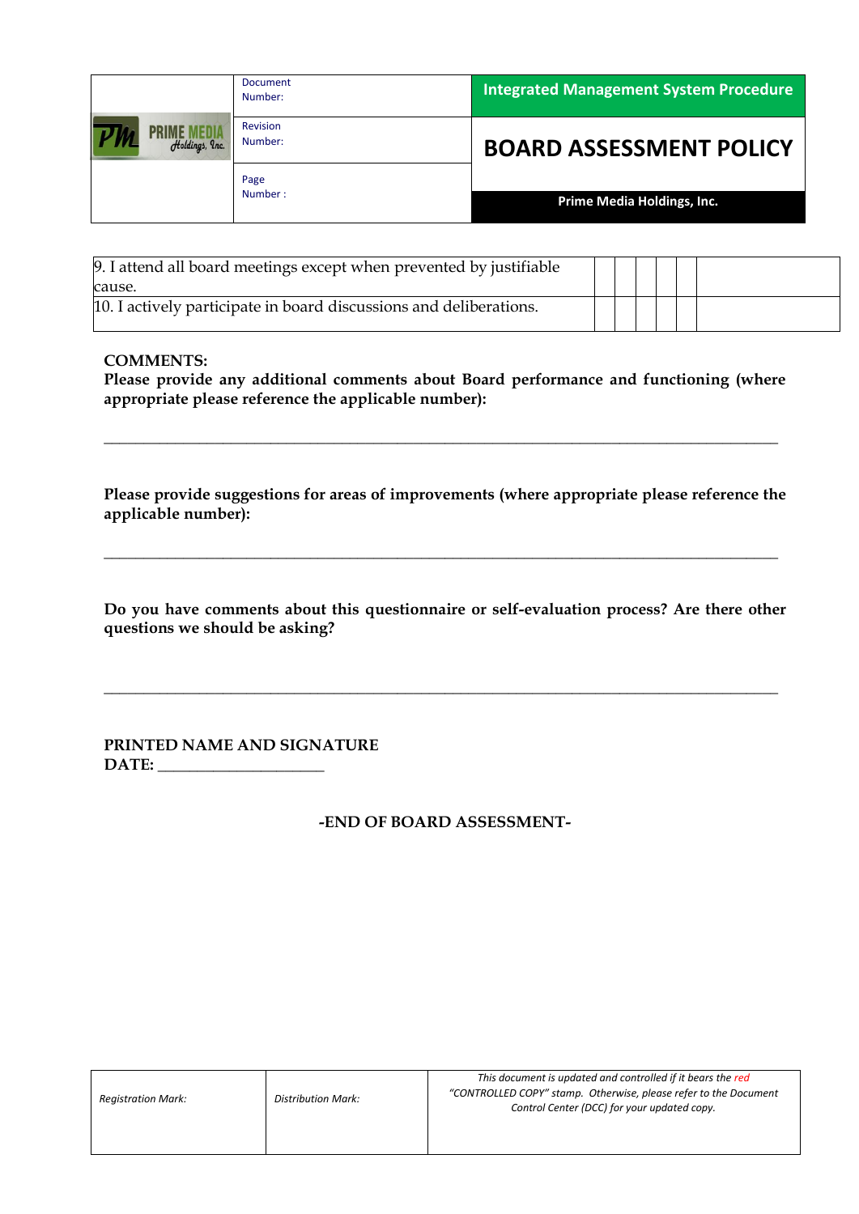| | | | | | | |
|---|---|---|---|---|---|---|
| 9. I attend all board meetings except when prevented by justifiable cause. | | | | | | |
| 10. I actively participate in board discussions and deliberations. | | | | | | |

**COMMENTS:**
**Please provide any additional comments about Board performance and functioning (where appropriate please reference the applicable number):**

_______________________________________________________________________________

**Please provide suggestions for areas of improvements (where appropriate please reference the applicable number):**

_______________________________________________________________________________

**Do you have comments about this questionnaire or self-evaluation process? Are there other questions we should be asking?**

_______________________________________________________________________________

**PRINTED NAME AND SIGNATURE**
**DATE:** ____________________

**-END OF BOARD ASSESSMENT-**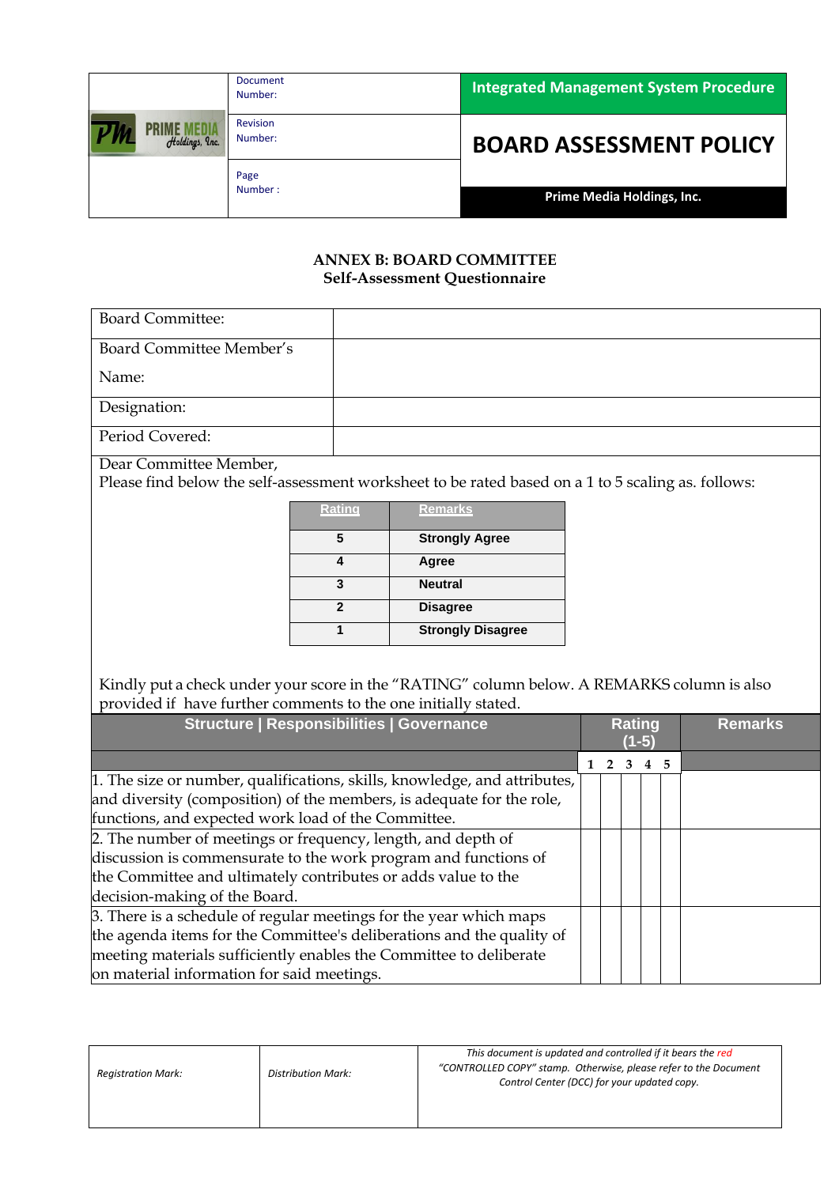## ANNEX B: BOARD COMMITTEE
### Self-Assessment Questionnaire

| | |
|---|---|
| Board Committee: | |
| Board Committee Member's Name: | |
| Designation: | |
| Period Covered: | |

Dear Committee Member,
Please find below the self-assessment worksheet to be rated based on a 1 to 5 scaling as. follows:

| Rating | Remarks |
|---|---|
| 5 | Strongly Agree |
| 4 | Agree |
| 3 | Neutral |
| 2 | Disagree |
| 1 | Strongly Disagree |

Kindly put a check under your score in the "RATING" column below. A REMARKS column is also provided if have further comments to the one initially stated.

| Structure \| Responsibilities \| Governance | Rating (1-5) | | | | | Remarks |
|---|---|---|---|---|---|---|
| | 1 | 2 | 3 | 4 | 5 | |
| 1. The size or number, qualifications, skills, knowledge, and attributes, and diversity (composition) of the members, is adequate for the role, functions, and expected work load of the Committee. | | | | | | |
| 2. The number of meetings or frequency, length, and depth of discussion is commensurate to the work program and functions of the Committee and ultimately contributes or adds value to the decision-making of the Board. | | | | | | |
| 3. There is a schedule of regular meetings for the year which maps the agenda items for the Committee's deliberations and the quality of meeting materials sufficiently enables the Committee to deliberate on material information for said meetings. | | | | | | |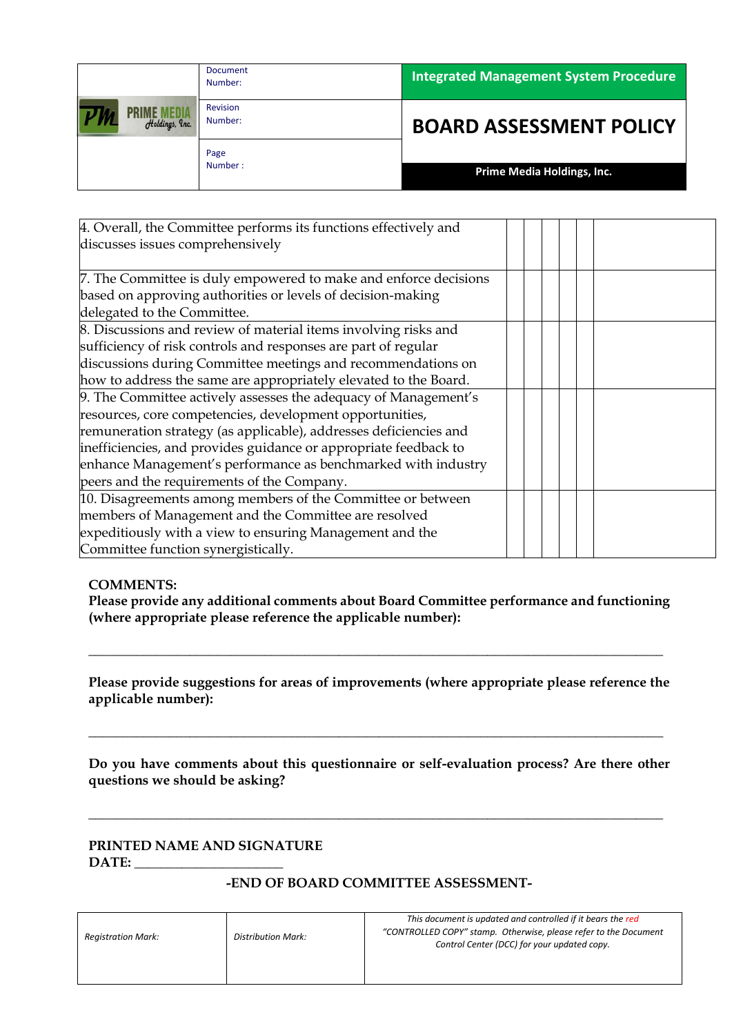| | | | | | | |
|---|---|---|---|---|---|---|
| 4. Overall, the Committee performs its functions effectively and discusses issues comprehensively | | | | | | |
| 7. The Committee is duly empowered to make and enforce decisions based on approving authorities or levels of decision-making delegated to the Committee. | | | | | | |
| 8. Discussions and review of material items involving risks and sufficiency of risk controls and responses are part of regular discussions during Committee meetings and recommendations on how to address the same are appropriately elevated to the Board. | | | | | | |
| 9. The Committee actively assesses the adequacy of Management's resources, core competencies, development opportunities, remuneration strategy (as applicable), addresses deficiencies and inefficiencies, and provides guidance or appropriate feedback to enhance Management's performance as benchmarked with industry peers and the requirements of the Company. | | | | | | |
| 10. Disagreements among members of the Committee or between members of Management and the Committee are resolved expeditiously with a view to ensuring Management and the Committee function synergistically. | | | | | | |

**COMMENTS:**

**Please provide any additional comments about Board Committee performance and functioning (where appropriate please reference the applicable number):**

___________________________________________________________________________

**Please provide suggestions for areas of improvements (where appropriate please reference the applicable number):**

___________________________________________________________________________

**Do you have comments about this questionnaire or self-evaluation process? Are there other questions we should be asking?**

___________________________________________________________________________

**PRINTED NAME AND SIGNATURE**

**DATE:** ____________________

**-END OF BOARD COMMITTEE ASSESSMENT-**